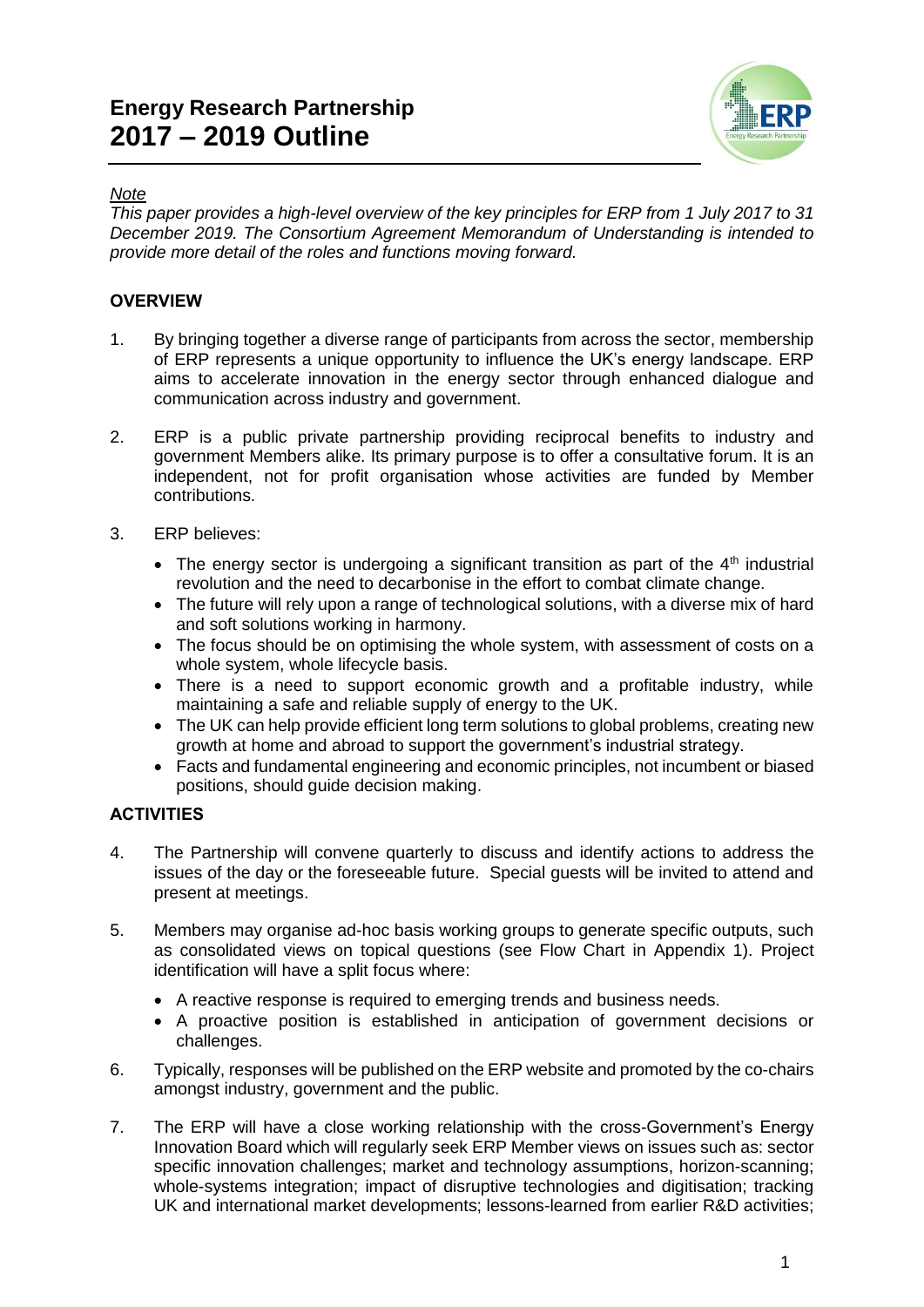# Energy Research Partnership
# 2017 – 2019 Outline

*Note*

*This paper provides a high-level overview of the key principles for ERP from 1 July 2017 to 31 December 2019. The Consortium Agreement Memorandum of Understanding is intended to provide more detail of the roles and functions moving forward.*

## OVERVIEW

1. By bringing together a diverse range of participants from across the sector, membership of ERP represents a unique opportunity to influence the UK's energy landscape. ERP aims to accelerate innovation in the energy sector through enhanced dialogue and communication across industry and government.

2. ERP is a public private partnership providing reciprocal benefits to industry and government Members alike. Its primary purpose is to offer a consultative forum. It is an independent, not for profit organisation whose activities are funded by Member contributions.

3. ERP believes:
   - The energy sector is undergoing a significant transition as part of the 4th industrial revolution and the need to decarbonise in the effort to combat climate change.
   - The future will rely upon a range of technological solutions, with a diverse mix of hard and soft solutions working in harmony.
   - The focus should be on optimising the whole system, with assessment of costs on a whole system, whole lifecycle basis.
   - There is a need to support economic growth and a profitable industry, while maintaining a safe and reliable supply of energy to the UK.
   - The UK can help provide efficient long term solutions to global problems, creating new growth at home and abroad to support the government's industrial strategy.
   - Facts and fundamental engineering and economic principles, not incumbent or biased positions, should guide decision making.

## ACTIVITIES

4. The Partnership will convene quarterly to discuss and identify actions to address the issues of the day or the foreseeable future. Special guests will be invited to attend and present at meetings.

5. Members may organise ad-hoc basis working groups to generate specific outputs, such as consolidated views on topical questions (see Flow Chart in Appendix 1). Project identification will have a split focus where:
   - A reactive response is required to emerging trends and business needs.
   - A proactive position is established in anticipation of government decisions or challenges.

6. Typically, responses will be published on the ERP website and promoted by the co-chairs amongst industry, government and the public.

7. The ERP will have a close working relationship with the cross-Government's Energy Innovation Board which will regularly seek ERP Member views on issues such as: sector specific innovation challenges; market and technology assumptions, horizon-scanning; whole-systems integration; impact of disruptive technologies and digitisation; tracking UK and international market developments; lessons-learned from earlier R&D activities;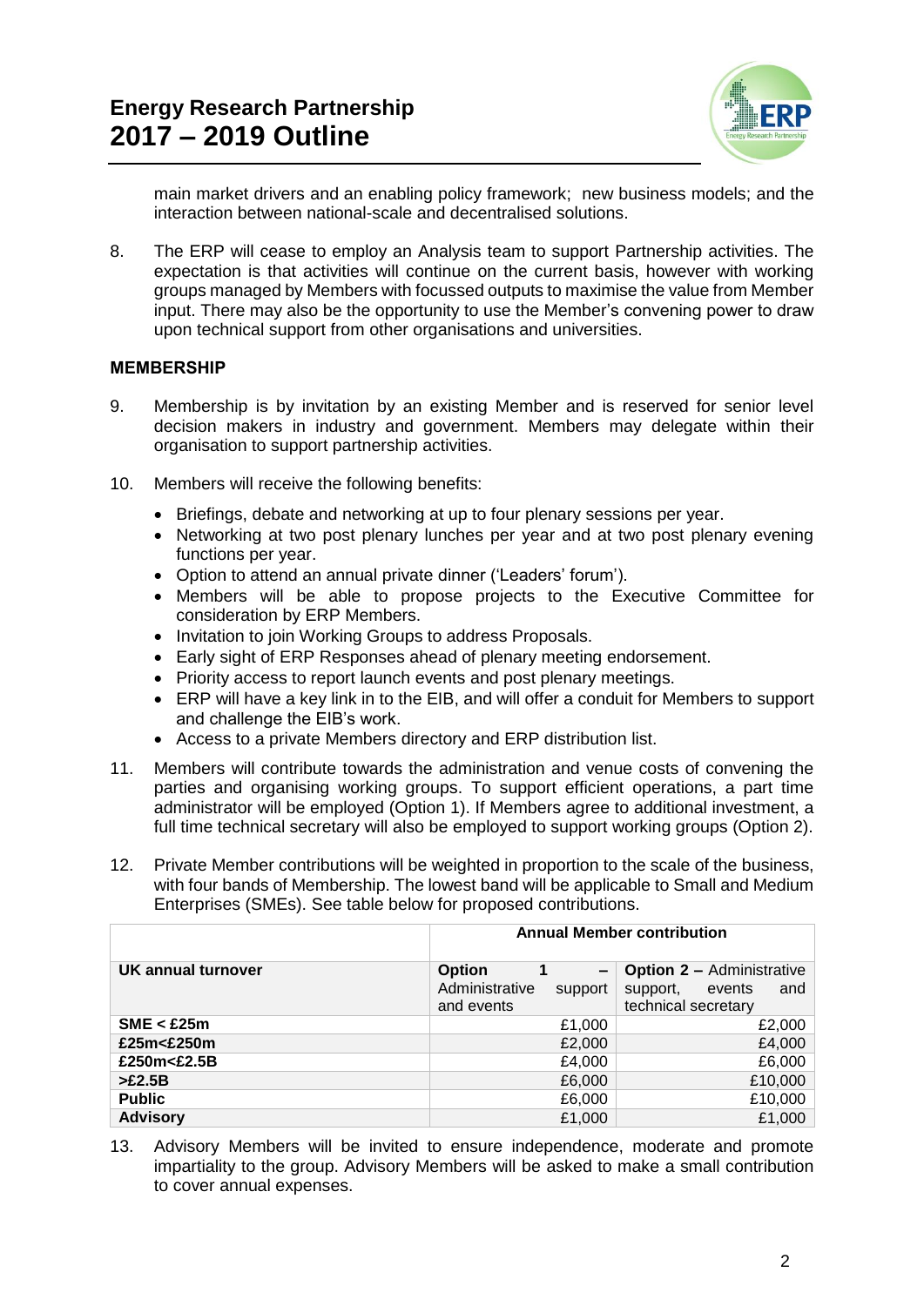main market drivers and an enabling policy framework; new business models; and the interaction between national-scale and decentralised solutions.

8. The ERP will cease to employ an Analysis team to support Partnership activities. The expectation is that activities will continue on the current basis, however with working groups managed by Members with focussed outputs to maximise the value from Member input. There may also be the opportunity to use the Member's convening power to draw upon technical support from other organisations and universities.

**MEMBERSHIP**

9. Membership is by invitation by an existing Member and is reserved for senior level decision makers in industry and government. Members may delegate within their organisation to support partnership activities.

10. Members will receive the following benefits:
    - Briefings, debate and networking at up to four plenary sessions per year.
    - Networking at two post plenary lunches per year and at two post plenary evening functions per year.
    - Option to attend an annual private dinner ('Leaders' forum').
    - Members will be able to propose projects to the Executive Committee for consideration by ERP Members.
    - Invitation to join Working Groups to address Proposals.
    - Early sight of ERP Responses ahead of plenary meeting endorsement.
    - Priority access to report launch events and post plenary meetings.
    - ERP will have a key link in to the EIB, and will offer a conduit for Members to support and challenge the EIB's work.
    - Access to a private Members directory and ERP distribution list.

11. Members will contribute towards the administration and venue costs of convening the parties and organising working groups. To support efficient operations, a part time administrator will be employed (Option 1). If Members agree to additional investment, a full time technical secretary will also be employed to support working groups (Option 2).

12. Private Member contributions will be weighted in proportion to the scale of the business, with four bands of Membership. The lowest band will be applicable to Small and Medium Enterprises (SMEs). See table below for proposed contributions.

| | **Annual Member contribution** | |
|---|---|---|
| **UK annual turnover** | **Option 1 –** Administrative support and events | **Option 2 –** Administrative support, events and technical secretary |
| **SME < £25m** | £1,000 | £2,000 |
| **£25m<£250m** | £2,000 | £4,000 |
| **£250m<£2.5B** | £4,000 | £6,000 |
| **>£2.5B** | £6,000 | £10,000 |
| **Public** | £6,000 | £10,000 |
| **Advisory** | £1,000 | £1,000 |

13. Advisory Members will be invited to ensure independence, moderate and promote impartiality to the group. Advisory Members will be asked to make a small contribution to cover annual expenses.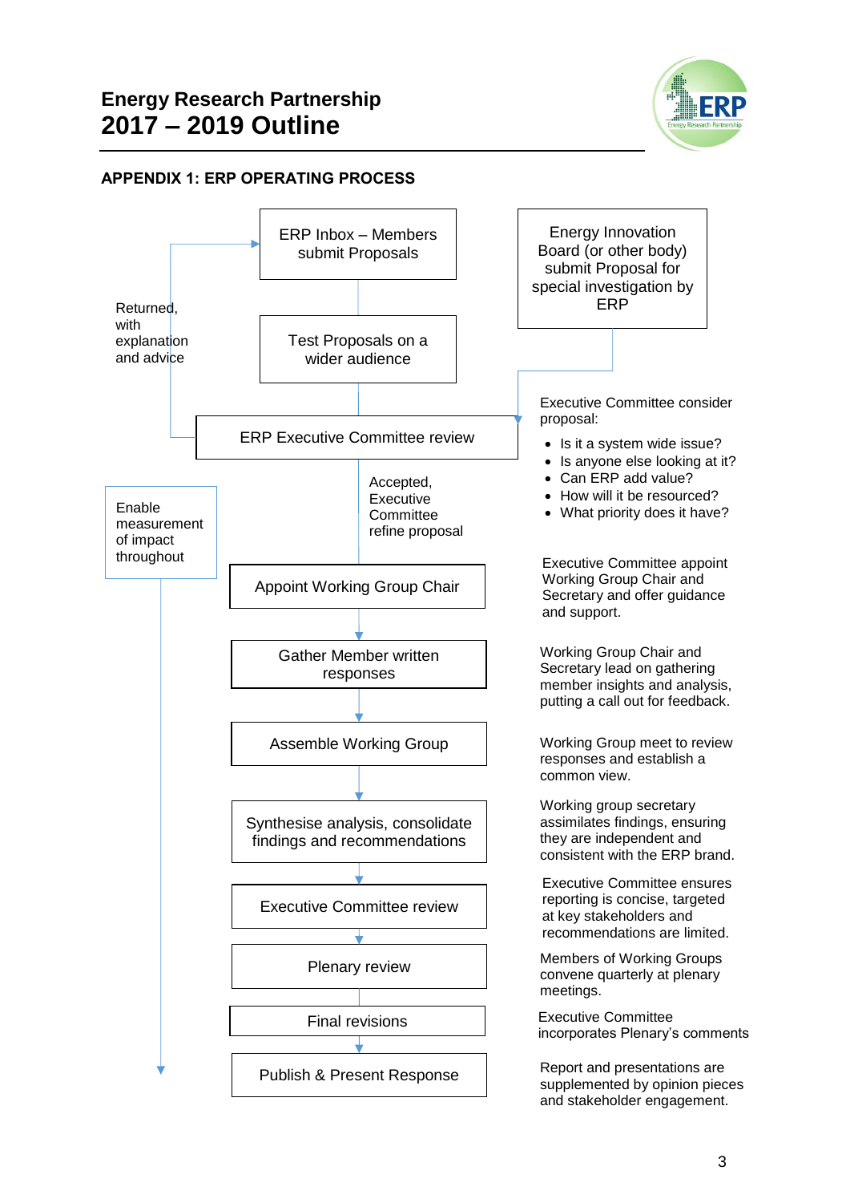## APPENDIX 1: ERP OPERATING PROCESS

ERP Inbox – Members submit proposals

Energy Innovation Board (or other body) submit Proposal for special investigation by ERP

Test Proposals on a wider audience

Returned, with explanation and advice

ERP Executive Committee review

Executive Committee consider proposal:

- Is it a system wide issue?
- Is anyone else looking at it?
- Can ERP add value?
- How will it be resourced?
- What priority does it have?

Accepted, Executive Committee refine proposal

Enable measurement of impact throughout

Appoint Working Group Chair

Executive Committee appoint Working Group Chair and Secretary and offer guidance and support.

Gather Member written responses

Working Group Chair and Secretary lead on gathering member insights and analysis, putting a call out for feedback.

Assemble Working Group

Working Group meet to review responses and establish a common view.

Synthesise analysis, consolidate findings and recommendations

Working group secretary assimilates findings, ensuring they are independent and consistent with the ERP brand.

Executive Committee review

Executive Committee ensures reporting is concise, targeted at key stakeholders and recommendations are limited.

Plenary review

Members of Working Groups convene quarterly at plenary meetings.

Final revisions

Executive Committee incorporates Plenary's comments

Publish & Present Response

Report and presentations are supplemented by opinion pieces and stakeholder engagement.